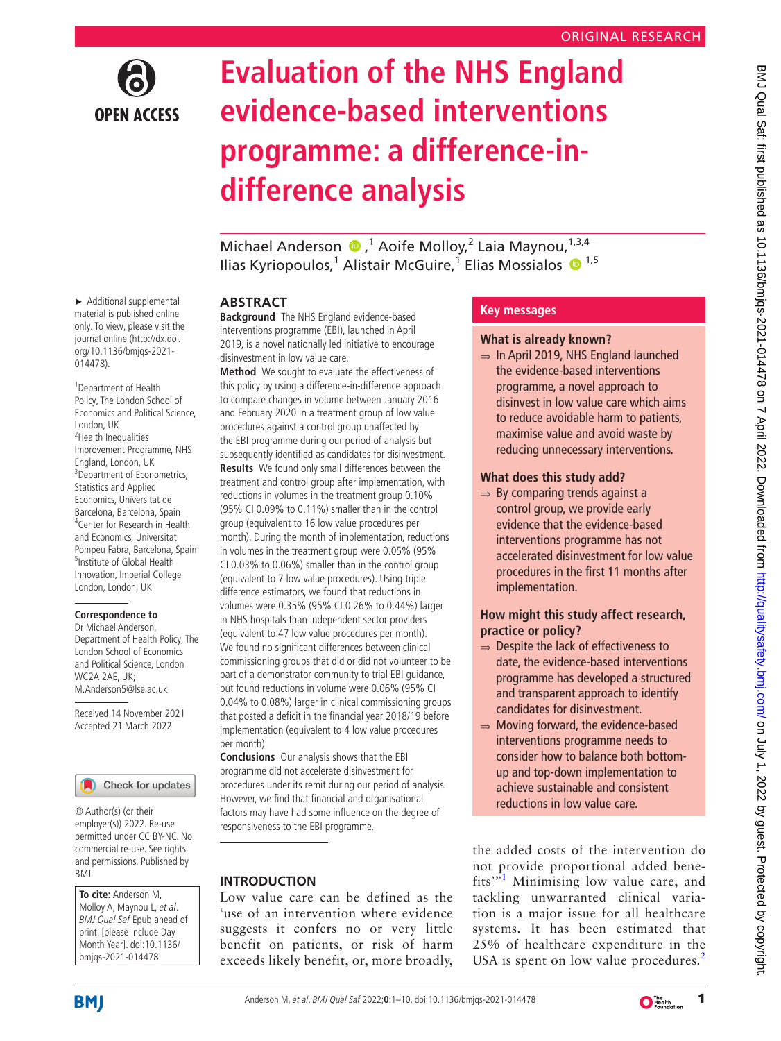ORIGINAL RESEARCH

# Evaluation of the NHS England evidence-based interventions programme: a difference-in-difference analysis

Michael Anderson [1], Aoife Molloy,[2] Laia Maynou,[1,3,4] Ilias Kyriopoulos,[1] Alistair McGuire,[1] Elias Mossialos [1,5]

► Additional supplemental material is published online only. To view, please visit the journal online (http://dx.doi.org/10.1136/bmjqs-2021-014478).

[1]Department of Health Policy, The London School of Economics and Political Science, London, UK
[2]Health Inequalities Improvement Programme, NHS England, London, UK
[3]Department of Econometrics, Statistics and Applied Economics, Universitat de Barcelona, Barcelona, Spain
[4]Center for Research in Health and Economics, Universitat Pompeu Fabra, Barcelona, Spain
[5]Institute of Global Health Innovation, Imperial College London, London, UK

**Correspondence to**
Dr Michael Anderson, Department of Health Policy, The London School of Economics and Political Science, London WC2A 2AE, UK; M.Anderson5@lse.ac.uk

Received 14 November 2021
Accepted 21 March 2022

© Author(s) (or their employer(s)) 2022. Re-use permitted under CC BY-NC. No commercial re-use. See rights and permissions. Published by BMJ.

**To cite:** Anderson M, Molloy A, Maynou L, *et al*. *BMJ Qual Saf* Epub ahead of print: [please include Day Month Year]. doi:10.1136/bmjqs-2021-014478

## ABSTRACT

**Background** The NHS England evidence-based interventions programme (EBI), launched in April 2019, is a novel nationally led initiative to encourage disinvestment in low value care.

**Method** We sought to evaluate the effectiveness of this policy by using a difference-in-difference approach to compare changes in volume between January 2016 and February 2020 in a treatment group of low value procedures against a control group unaffected by the EBI programme during our period of analysis but subsequently identified as candidates for disinvestment.

**Results** We found only small differences between the treatment and control group after implementation, with reductions in volumes in the treatment group 0.10% (95% CI 0.09% to 0.11%) smaller than in the control group (equivalent to 16 low value procedures per month). During the month of implementation, reductions in volumes in the treatment group were 0.05% (95% CI 0.03% to 0.06%) smaller than in the control group (equivalent to 7 low value procedures). Using triple difference estimators, we found that reductions in volumes were 0.35% (95% CI 0.26% to 0.44%) larger in NHS hospitals than independent sector providers (equivalent to 47 low value procedures per month). We found no significant differences between clinical commissioning groups that did or did not volunteer to be part of a demonstrator community to trial EBI guidance, but found reductions in volume were 0.06% (95% CI 0.04% to 0.08%) larger in clinical commissioning groups that posted a deficit in the financial year 2018/19 before implementation (equivalent to 4 low value procedures per month).

**Conclusions** Our analysis shows that the EBI programme did not accelerate disinvestment for procedures under its remit during our period of analysis. However, we find that financial and organisational factors may have had some influence on the degree of responsiveness to the EBI programme.

## Key messages

### What is already known?

⇒ In April 2019, NHS England launched the evidence-based interventions programme, a novel approach to disinvest in low value care which aims to reduce avoidable harm to patients, maximise value and avoid waste by reducing unnecessary interventions.

### What does this study add?

⇒ By comparing trends against a control group, we provide early evidence that the evidence-based interventions programme has not accelerated disinvestment for low value procedures in the first 11 months after implementation.

### How might this study affect research, practice or policy?

⇒ Despite the lack of effectiveness to date, the evidence-based interventions programme has developed a structured and transparent approach to identify candidates for disinvestment.

⇒ Moving forward, the evidence-based interventions programme needs to consider how to balance both bottom-up and top-down implementation to achieve sustainable and consistent reductions in low value care.

## INTRODUCTION

Low value care can be defined as the 'use of an intervention where evidence suggests it confers no or very little benefit on patients, or risk of harm exceeds likely benefit, or, more broadly, the added costs of the intervention do not provide proportional added benefits'"[1] Minimising low value care, and tackling unwarranted clinical variation is a major issue for all healthcare systems. It has been estimated that 25% of healthcare expenditure in the USA is spent on low value procedures.[2]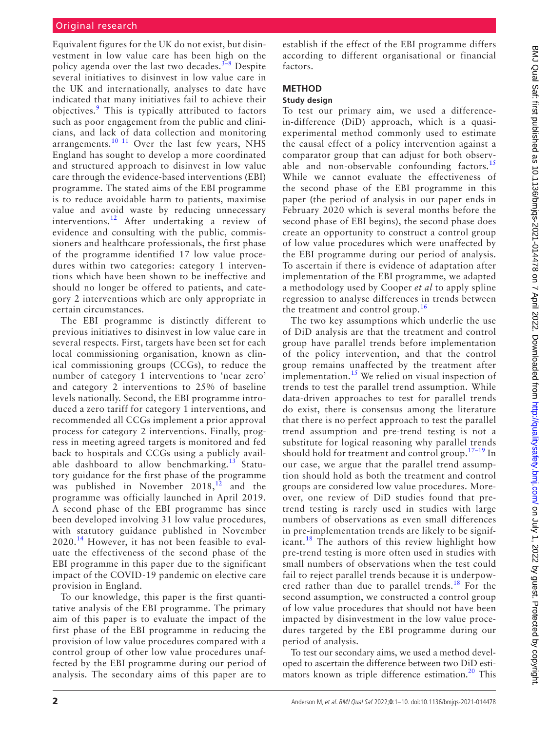Equivalent figures for the UK do not exist, but disinvestment in low value care has been high on the policy agenda over the last two decades.[3–8] Despite several initiatives to disinvest in low value care in the UK and internationally, analyses to date have indicated that many initiatives fail to achieve their objectives.[9] This is typically attributed to factors such as poor engagement from the public and clinicians, and lack of data collection and monitoring arrangements.[10 11] Over the last few years, NHS England has sought to develop a more coordinated and structured approach to disinvest in low value care through the evidence-based interventions (EBI) programme. The stated aims of the EBI programme is to reduce avoidable harm to patients, maximise value and avoid waste by reducing unnecessary interventions.[12] After undertaking a review of evidence and consulting with the public, commissioners and healthcare professionals, the first phase of the programme identified 17 low value procedures within two categories: category 1 interventions which have been shown to be ineffective and should no longer be offered to patients, and category 2 interventions which are only appropriate in certain circumstances.

The EBI programme is distinctly different to previous initiatives to disinvest in low value care in several respects. First, targets have been set for each local commissioning organisation, known as clinical commissioning groups (CCGs), to reduce the number of category 1 interventions to 'near zero' and category 2 interventions to 25% of baseline levels nationally. Second, the EBI programme introduced a zero tariff for category 1 interventions, and recommended all CCGs implement a prior approval process for category 2 interventions. Finally, progress in meeting agreed targets is monitored and fed back to hospitals and CCGs using a publicly available dashboard to allow benchmarking.[13] Statutory guidance for the first phase of the programme was published in November 2018,[12] and the programme was officially launched in April 2019. A second phase of the EBI programme has since been developed involving 31 low value procedures, with statutory guidance published in November 2020.[14] However, it has not been feasible to evaluate the effectiveness of the second phase of the EBI programme in this paper due to the significant impact of the COVID-19 pandemic on elective care provision in England.

To our knowledge, this paper is the first quantitative analysis of the EBI programme. The primary aim of this paper is to evaluate the impact of the first phase of the EBI programme in reducing the provision of low value procedures compared with a control group of other low value procedures unaffected by the EBI programme during our period of analysis. The secondary aims of this paper are to establish if the effect of the EBI programme differs according to different organisational or financial factors.

## METHOD

### Study design

To test our primary aim, we used a difference-in-difference (DiD) approach, which is a quasi-experimental method commonly used to estimate the causal effect of a policy intervention against a comparator group that can adjust for both observable and non-observable confounding factors.[15] While we cannot evaluate the effectiveness of the second phase of the EBI programme in this paper (the period of analysis in our paper ends in February 2020 which is several months before the second phase of EBI begins), the second phase does create an opportunity to construct a control group of low value procedures which were unaffected by the EBI programme during our period of analysis. To ascertain if there is evidence of adaptation after implementation of the EBI programme, we adapted a methodology used by Cooper *et al* to apply spline regression to analyse differences in trends between the treatment and control group.[16]

The two key assumptions which underlie the use of DiD analysis are that the treatment and control group have parallel trends before implementation of the policy intervention, and that the control group remains unaffected by the treatment after implementation.[15] We relied on visual inspection of trends to test the parallel trend assumption. While data-driven approaches to test for parallel trends do exist, there is consensus among the literature that there is no perfect approach to test the parallel trend assumption and pre-trend testing is not a substitute for logical reasoning why parallel trends should hold for treatment and control group.[17–19] In our case, we argue that the parallel trend assumption should hold as both the treatment and control groups are considered low value procedures. Moreover, one review of DiD studies found that pre-trend testing is rarely used in studies with large numbers of observations as even small differences in pre-implementation trends are likely to be significant.[18] The authors of this review highlight how pre-trend testing is more often used in studies with small numbers of observations when the test could fail to reject parallel trends because it is underpowered rather than due to parallel trends.[18] For the second assumption, we constructed a control group of low value procedures that should not have been impacted by disinvestment in the low value procedures targeted by the EBI programme during our period of analysis.

To test our secondary aims, we used a method developed to ascertain the difference between two DiD estimators known as triple difference estimation.[20] This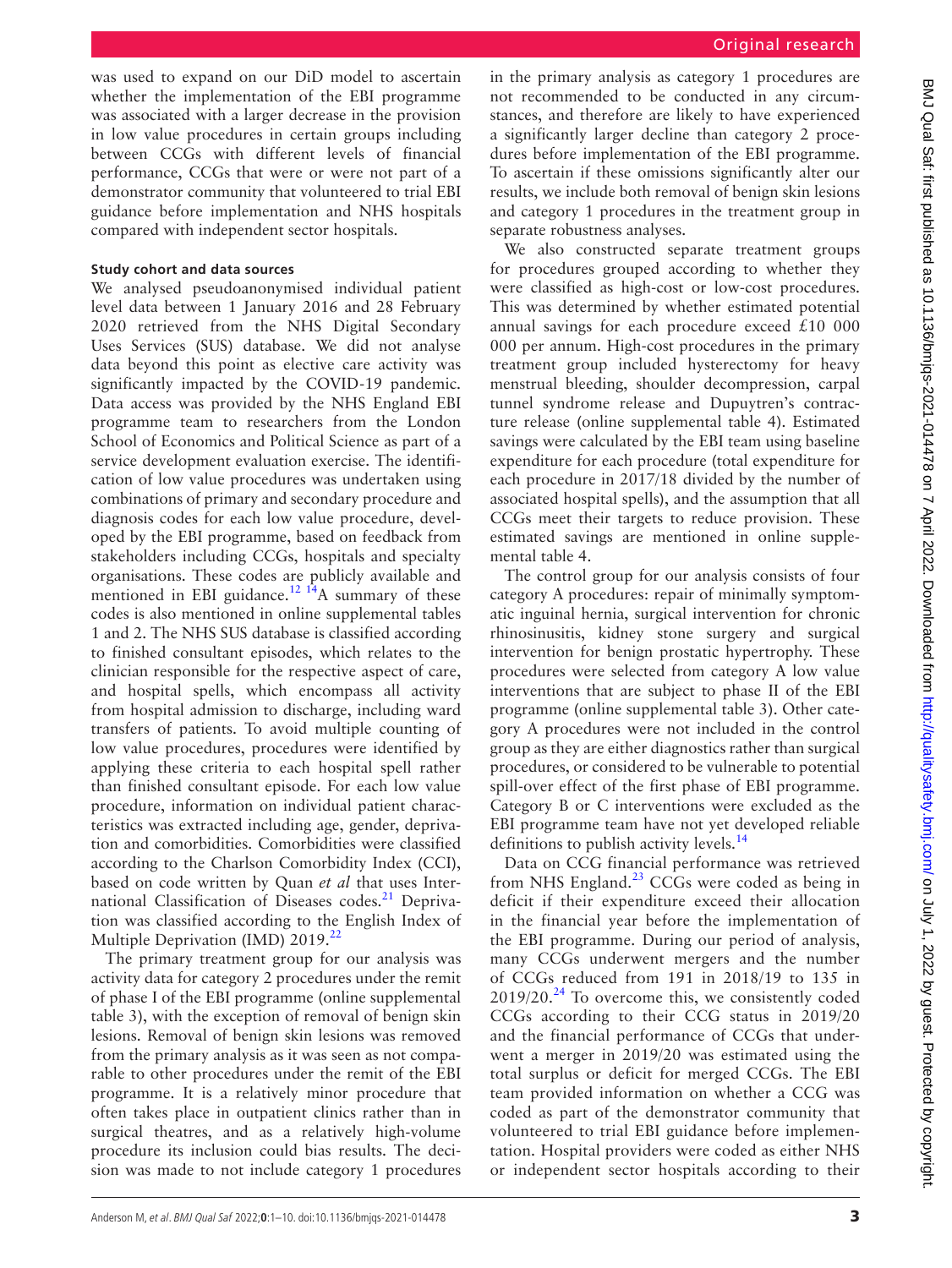was used to expand on our DiD model to ascertain whether the implementation of the EBI programme was associated with a larger decrease in the provision in low value procedures in certain groups including between CCGs with different levels of financial performance, CCGs that were or were not part of a demonstrator community that volunteered to trial EBI guidance before implementation and NHS hospitals compared with independent sector hospitals.

### Study cohort and data sources

We analysed pseudoanonymised individual patient level data between 1 January 2016 and 28 February 2020 retrieved from the NHS Digital Secondary Uses Services (SUS) database. We did not analyse data beyond this point as elective care activity was significantly impacted by the COVID-19 pandemic. Data access was provided by the NHS England EBI programme team to researchers from the London School of Economics and Political Science as part of a service development evaluation exercise. The identification of low value procedures was undertaken using combinations of primary and secondary procedure and diagnosis codes for each low value procedure, developed by the EBI programme, based on feedback from stakeholders including CCGs, hospitals and specialty organisations. These codes are publicly available and mentioned in EBI guidance.[12 14] A summary of these codes is also mentioned in online supplemental tables 1 and 2. The NHS SUS database is classified according to finished consultant episodes, which relates to the clinician responsible for the respective aspect of care, and hospital spells, which encompass all activity from hospital admission to discharge, including ward transfers of patients. To avoid multiple counting of low value procedures, procedures were identified by applying these criteria to each hospital spell rather than finished consultant episode. For each low value procedure, information on individual patient characteristics was extracted including age, gender, deprivation and comorbidities. Comorbidities were classified according to the Charlson Comorbidity Index (CCI), based on code written by Quan *et al* that uses International Classification of Diseases codes.[21] Deprivation was classified according to the English Index of Multiple Deprivation (IMD) 2019.[22]

The primary treatment group for our analysis was activity data for category 2 procedures under the remit of phase I of the EBI programme (online supplemental table 3), with the exception of removal of benign skin lesions. Removal of benign skin lesions was removed from the primary analysis as it was seen as not comparable to other procedures under the remit of the EBI programme. It is a relatively minor procedure that often takes place in outpatient clinics rather than in surgical theatres, and as a relatively high-volume procedure its inclusion could bias results. The decision was made to not include category 1 procedures in the primary analysis as category 1 procedures are not recommended to be conducted in any circumstances, and therefore are likely to have experienced a significantly larger decline than category 2 procedures before implementation of the EBI programme. To ascertain if these omissions significantly alter our results, we include both removal of benign skin lesions and category 1 procedures in the treatment group in separate robustness analyses.

We also constructed separate treatment groups for procedures grouped according to whether they were classified as high-cost or low-cost procedures. This was determined by whether estimated potential annual savings for each procedure exceed £10 000 000 per annum. High-cost procedures in the primary treatment group included hysterectomy for heavy menstrual bleeding, shoulder decompression, carpal tunnel syndrome release and Dupuytren's contracture release (online supplemental table 4). Estimated savings were calculated by the EBI team using baseline expenditure for each procedure (total expenditure for each procedure in 2017/18 divided by the number of associated hospital spells), and the assumption that all CCGs meet their targets to reduce provision. These estimated savings are mentioned in online supplemental table 4.

The control group for our analysis consists of four category A procedures: repair of minimally symptomatic inguinal hernia, surgical intervention for chronic rhinosinusitis, kidney stone surgery and surgical intervention for benign prostatic hypertrophy. These procedures were selected from category A low value interventions that are subject to phase II of the EBI programme (online supplemental table 3). Other category A procedures were not included in the control group as they are either diagnostics rather than surgical procedures, or considered to be vulnerable to potential spill-over effect of the first phase of EBI programme. Category B or C interventions were excluded as the EBI programme team have not yet developed reliable definitions to publish activity levels.[14]

Data on CCG financial performance was retrieved from NHS England.[23] CCGs were coded as being in deficit if their expenditure exceed their allocation in the financial year before the implementation of the EBI programme. During our period of analysis, many CCGs underwent mergers and the number of CCGs reduced from 191 in 2018/19 to 135 in 2019/20.[24] To overcome this, we consistently coded CCGs according to their CCG status in 2019/20 and the financial performance of CCGs that underwent a merger in 2019/20 was estimated using the total surplus or deficit for merged CCGs. The EBI team provided information on whether a CCG was coded as part of the demonstrator community that volunteered to trial EBI guidance before implementation. Hospital providers were coded as either NHS or independent sector hospitals according to their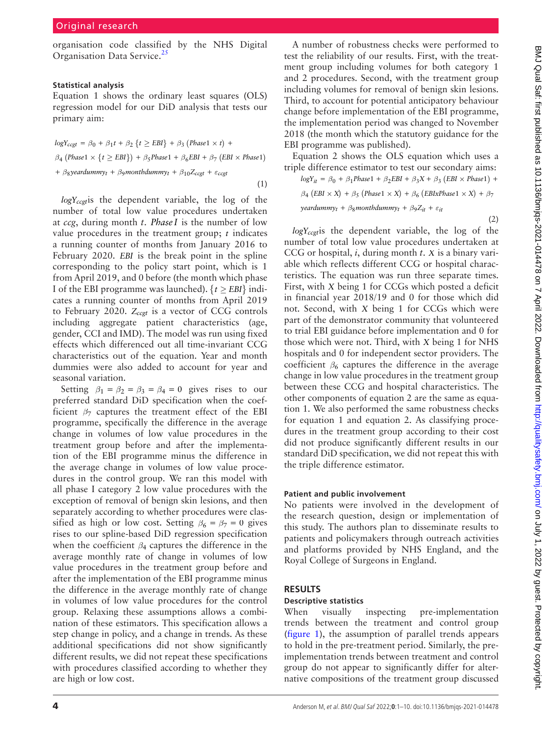organisation code classified by the NHS Digital Organisation Data Service.[25]

### Statistical analysis

Equation 1 shows the ordinary least squares (OLS) regression model for our DiD analysis that tests our primary aim:

$$logY_{ccgt} = \beta_0 + \beta_1 t + \beta_2 \{t \geq EBI\} + \beta_3 (Phase1 \times t) + \beta_4 (Phase1 \times \{t \geq EBI\}) + \beta_5 Phase1 + \beta_6 EBI + \beta_7 (EBI \times Phase1) + \beta_8 yeardummy_t + \beta_9 monthdummy_t + \beta_{10} Z_{ccgt} + \varepsilon_{ccgt} \quad (1)$$

$logY_{ccgt}$ is the dependent variable, the log of the number of total low value procedures undertaken at $ccg$, during month $t$. $Phase\,I$ is the number of low value procedures in the treatment group; $t$ indicates a running counter of months from January 2016 to February 2020. $EBI$ is the break point in the spline corresponding to the policy start point, which is 1 from April 2019, and 0 before (the month which phase I of the EBI programme was launched). $\{t \geq EBI\}$ indicates a running counter of months from April 2019 to February 2020. $Z_{ccgt}$ is a vector of CCG controls including aggregate patient characteristics (age, gender, CCI and IMD). The model was run using fixed effects which differenced out all time-invariant CCG characteristics out of the equation. Year and month dummies were also added to account for year and seasonal variation.

Setting $\beta_1 = \beta_2 = \beta_3 = \beta_4 = 0$ gives rises to our preferred standard DiD specification when the coefficient $\beta_7$ captures the treatment effect of the EBI programme, specifically the difference in the average change in volumes of low value procedures in the treatment group before and after the implementation of the EBI programme minus the difference in the average change in volumes of low value procedures in the control group. We ran this model with all phase I category 2 low value procedures with the exception of removal of benign skin lesions, and then separately according to whether procedures were classified as high or low cost. Setting $\beta_6 = \beta_7 = 0$ gives rises to our spline-based DiD regression specification when the coefficient $\beta_4$ captures the difference in the average monthly rate of change in volumes of low value procedures in the treatment group before and after the implementation of the EBI programme minus the difference in the average monthly rate of change in volumes of low value procedures for the control group. Relaxing these assumptions allows a combination of these estimators. This specification allows a step change in policy, and a change in trends. As these additional specifications did not show significantly different results, we did not repeat these specifications with procedures classified according to whether they are high or low cost.

A number of robustness checks were performed to test the reliability of our results. First, with the treatment group including volumes for both category 1 and 2 procedures. Second, with the treatment group including volumes for removal of benign skin lesions. Third, to account for potential anticipatory behaviour change before implementation of the EBI programme, the implementation period was changed to November 2018 (the month which the statutory guidance for the EBI programme was published).

Equation 2 shows the OLS equation which uses a triple difference estimator to test our secondary aims:

$$logY_{it} = \beta_0 + \beta_1 Phase1 + \beta_2 EBI + \beta_3 X + \beta_3 (EBI \times Phase1) + \beta_4 (EBI \times X) + \beta_5 (Phase1 \times X) + \beta_6 (EBIxPhase1 \times X) + \beta_7 yeardummy_t + \beta_8 monthdummy_t + \beta_9 Z_{it} + \varepsilon_{it} \quad (2)$$

$logY_{ccgt}$ is the dependent variable, the log of the number of total low value procedures undertaken at CCG or hospital, $i$, during month $t$. $X$ is a binary variable which reflects different CCG or hospital characteristics. The equation was run three separate times. First, with $X$ being 1 for CCGs which posted a deficit in financial year 2018/19 and 0 for those which did not. Second, with $X$ being 1 for CCGs which were part of the demonstrator community that volunteered to trial EBI guidance before implementation and 0 for those which were not. Third, with $X$ being 1 for NHS hospitals and 0 for independent sector providers. The coefficient $\beta_6$ captures the difference in the average change in low value procedures in the treatment group between these CCG and hospital characteristics. The other components of equation 2 are the same as equation 1. We also performed the same robustness checks for equation 1 and equation 2. As classifying procedures in the treatment group according to their cost did not produce significantly different results in our standard DiD specification, we did not repeat this with the triple difference estimator.

### Patient and public involvement

No patients were involved in the development of the research question, design or implementation of this study. The authors plan to disseminate results to patients and policymakers through outreach activities and platforms provided by NHS England, and the Royal College of Surgeons in England.

## RESULTS

### Descriptive statistics

When visually inspecting pre-implementation trends between the treatment and control group (figure 1), the assumption of parallel trends appears to hold in the pre-treatment period. Similarly, the pre-implementation trends between treatment and control group do not appear to significantly differ for alternative compositions of the treatment group discussed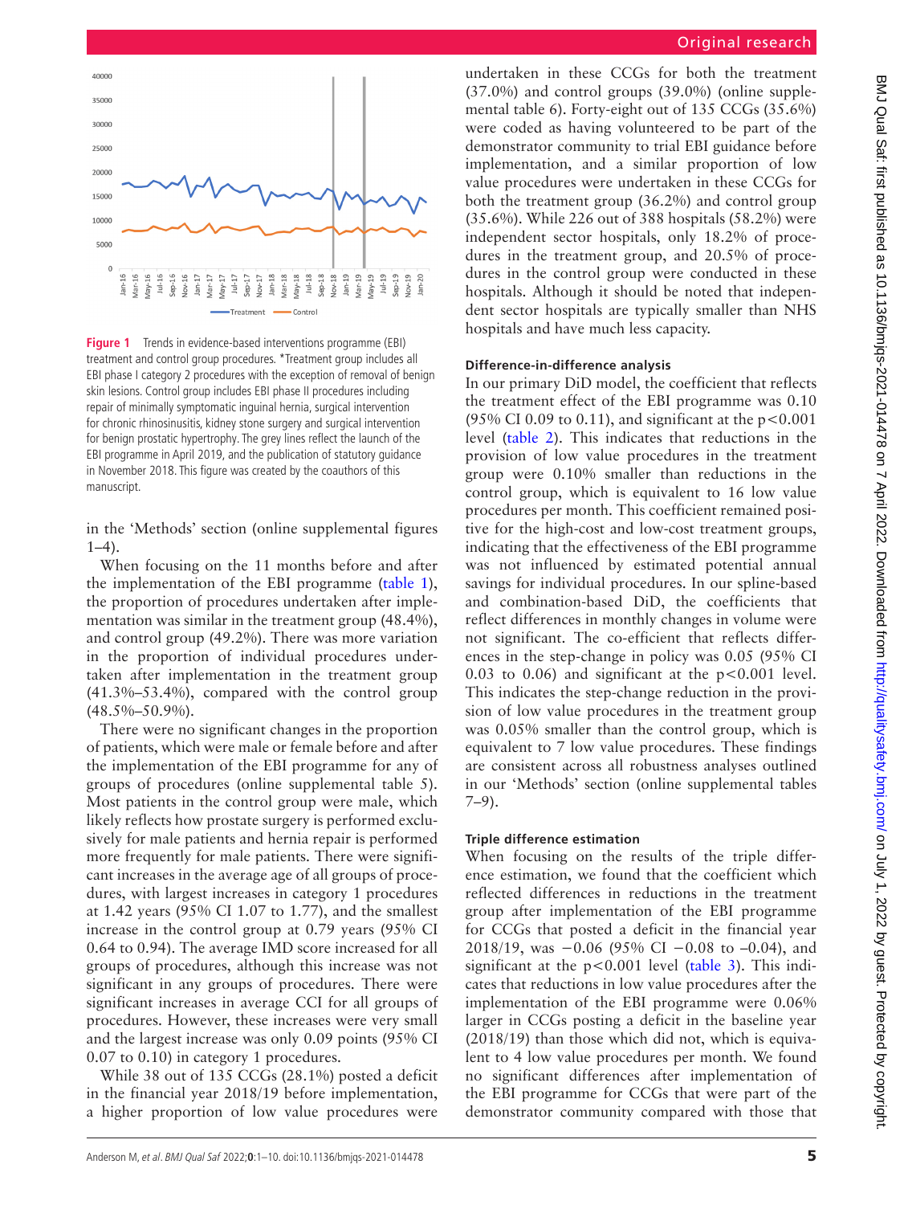Figure 1 Trends in evidence-based interventions programme (EBI) treatment and control group procedures. *Treatment group includes all EBI phase I category 2 procedures with the exception of removal of benign skin lesions. Control group includes EBI phase II procedures including repair of minimally symptomatic inguinal hernia, surgical intervention for chronic rhinosinusitis, kidney stone surgery and surgical intervention for benign prostatic hypertrophy. The grey lines reflect the launch of the EBI programme in April 2019, and the publication of statutory guidance in November 2018. This figure was created by the coauthors of this manuscript.

in the 'Methods' section (online supplemental figures 1–4).

When focusing on the 11 months before and after the implementation of the EBI programme (table 1), the proportion of procedures undertaken after implementation was similar in the treatment group (48.4%), and control group (49.2%). There was more variation in the proportion of individual procedures undertaken after implementation in the treatment group (41.3%–53.4%), compared with the control group (48.5%–50.9%).

There were no significant changes in the proportion of patients, which were male or female before and after the implementation of the EBI programme for any of groups of procedures (online supplemental table 5). Most patients in the control group were male, which likely reflects how prostate surgery is performed exclusively for male patients and hernia repair is performed more frequently for male patients. There were significant increases in the average age of all groups of procedures, with largest increases in category 1 procedures at 1.42 years (95% CI 1.07 to 1.77), and the smallest increase in the control group at 0.79 years (95% CI 0.64 to 0.94). The average IMD score increased for all groups of procedures, although this increase was not significant in any groups of procedures. There were significant increases in average CCI for all groups of procedures. However, these increases were very small and the largest increase was only 0.09 points (95% CI 0.07 to 0.10) in category 1 procedures.

While 38 out of 135 CCGs (28.1%) posted a deficit in the financial year 2018/19 before implementation, a higher proportion of low value procedures were undertaken in these CCGs for both the treatment (37.0%) and control groups (39.0%) (online supplemental table 6). Forty-eight out of 135 CCGs (35.6%) were coded as having volunteered to be part of the demonstrator community to trial EBI guidance before implementation, and a similar proportion of low value procedures were undertaken in these CCGs for both the treatment group (36.2%) and control group (35.6%). While 226 out of 388 hospitals (58.2%) were independent sector hospitals, only 18.2% of procedures in the treatment group, and 20.5% of procedures in the control group were conducted in these hospitals. Although it should be noted that independent sector hospitals are typically smaller than NHS hospitals and have much less capacity.

### Difference-in-difference analysis

In our primary DiD model, the coefficient that reflects the treatment effect of the EBI programme was 0.10 (95% CI 0.09 to 0.11), and significant at the $p<0.001$ level (table 2). This indicates that reductions in the provision of low value procedures in the treatment group were 0.10% smaller than reductions in the control group, which is equivalent to 16 low value procedures per month. This coefficient remained positive for the high-cost and low-cost treatment groups, indicating that the effectiveness of the EBI programme was not influenced by estimated potential annual savings for individual procedures. In our spline-based and combination-based DiD, the coefficients that reflect differences in monthly changes in volume were not significant. The co-efficient that reflects differences in the step-change in policy was 0.05 (95% CI 0.03 to 0.06) and significant at the $p<0.001$ level. This indicates the step-change reduction in the provision of low value procedures in the treatment group was 0.05% smaller than the control group, which is equivalent to 7 low value procedures. These findings are consistent across all robustness analyses outlined in our 'Methods' section (online supplemental tables 7–9).

### Triple difference estimation

When focusing on the results of the triple difference estimation, we found that the coefficient which reflected differences in reductions in the treatment group after implementation of the EBI programme for CCGs that posted a deficit in the financial year 2018/19, was −0.06 (95% CI −0.08 to −0.04), and significant at the $p<0.001$ level (table 3). This indicates that reductions in low value procedures after the implementation of the EBI programme were 0.06% larger in CCGs posting a deficit in the baseline year (2018/19) than those which did not, which is equivalent to 4 low value procedures per month. We found no significant differences after implementation of the EBI programme for CCGs that were part of the demonstrator community compared with those that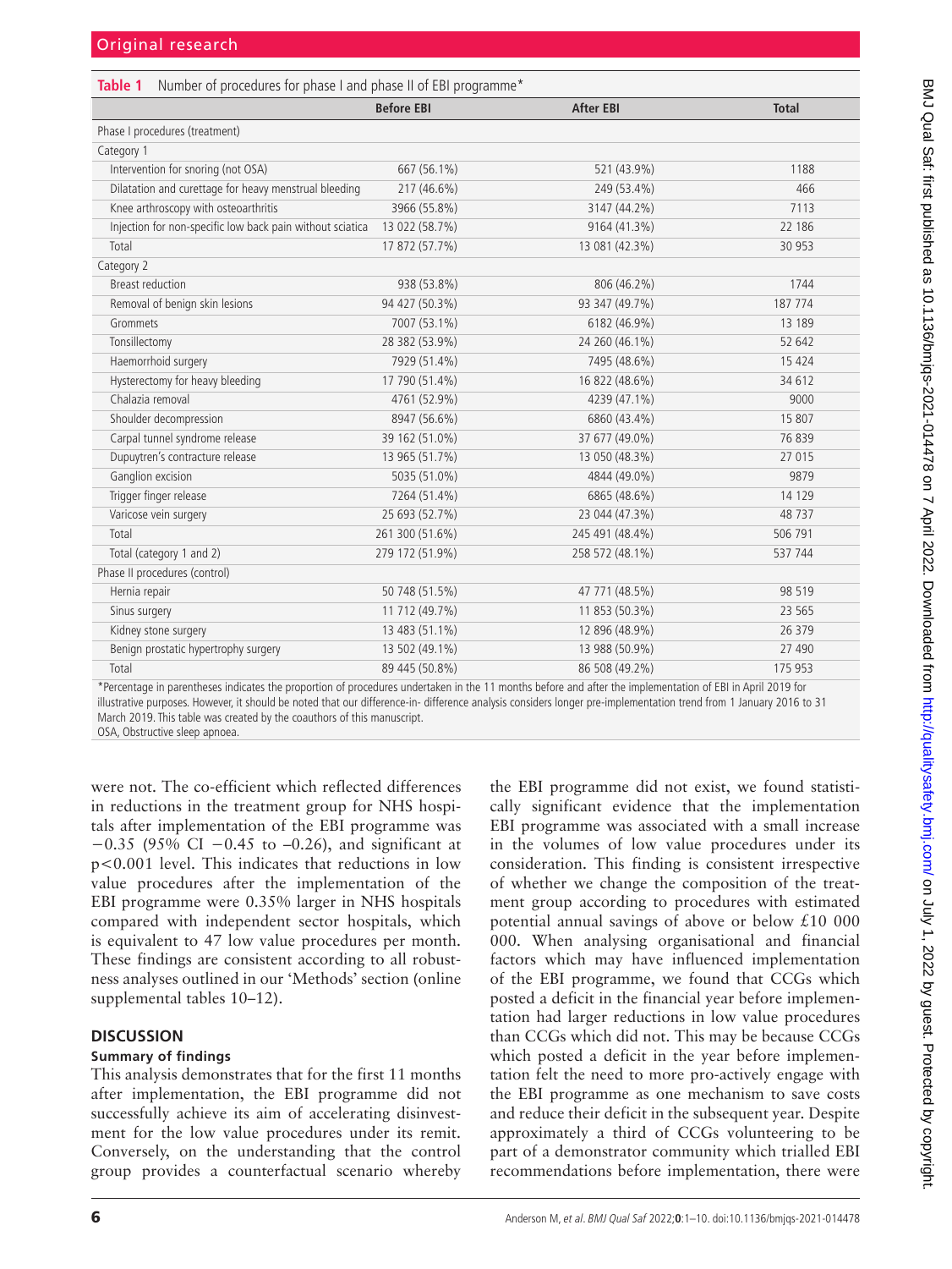**Table 1** Number of procedures for phase I and phase II of EBI programme*

| | Before EBI | After EBI | Total |
|---|---|---|---|
| Phase I procedures (treatment) | | | |
| Category 1 | | | |
| Intervention for snoring (not OSA) | 667 (56.1%) | 521 (43.9%) | 1188 |
| Dilatation and curettage for heavy menstrual bleeding | 217 (46.6%) | 249 (53.4%) | 466 |
| Knee arthroscopy with osteoarthritis | 3966 (55.8%) | 3147 (44.2%) | 7113 |
| Injection for non-specific low back pain without sciatica | 13 022 (58.7%) | 9164 (41.3%) | 22 186 |
| Total | 17 872 (57.7%) | 13 081 (42.3%) | 30 953 |
| Category 2 | | | |
| Breast reduction | 938 (53.8%) | 806 (46.2%) | 1744 |
| Removal of benign skin lesions | 94 427 (50.3%) | 93 347 (49.7%) | 187 774 |
| Grommets | 7007 (53.1%) | 6182 (46.9%) | 13 189 |
| Tonsillectomy | 28 382 (53.9%) | 24 260 (46.1%) | 52 642 |
| Haemorrhoid surgery | 7929 (51.4%) | 7495 (48.6%) | 15 424 |
| Hysterectomy for heavy bleeding | 17 790 (51.4%) | 16 822 (48.6%) | 34 612 |
| Chalazia removal | 4761 (52.9%) | 4239 (47.1%) | 9000 |
| Shoulder decompression | 8947 (56.6%) | 6860 (43.4%) | 15 807 |
| Carpal tunnel syndrome release | 39 162 (51.0%) | 37 677 (49.0%) | 76 839 |
| Dupuytren's contracture release | 13 965 (51.7%) | 13 050 (48.3%) | 27 015 |
| Ganglion excision | 5035 (51.0%) | 4844 (49.0%) | 9879 |
| Trigger finger release | 7264 (51.4%) | 6865 (48.6%) | 14 129 |
| Varicose vein surgery | 25 693 (52.7%) | 23 044 (47.3%) | 48 737 |
| Total | 261 300 (51.6%) | 245 491 (48.4%) | 506 791 |
| Total (category 1 and 2) | 279 172 (51.9%) | 258 572 (48.1%) | 537 744 |
| Phase II procedures (control) | | | |
| Hernia repair | 50 748 (51.5%) | 47 771 (48.5%) | 98 519 |
| Sinus surgery | 11 712 (49.7%) | 11 853 (50.3%) | 23 565 |
| Kidney stone surgery | 13 483 (51.1%) | 12 896 (48.9%) | 26 379 |
| Benign prostatic hypertrophy surgery | 13 502 (49.1%) | 13 988 (50.9%) | 27 490 |
| Total | 89 445 (50.8%) | 86 508 (49.2%) | 175 953 |

*Percentage in parentheses indicates the proportion of procedures undertaken in the 11 months before and after the implementation of EBI in April 2019 for illustrative purposes. However, it should be noted that our difference-in- difference analysis considers longer pre-implementation trend from 1 January 2016 to 31 March 2019. This table was created by the coauthors of this manuscript.
OSA, Obstructive sleep apnoea.

were not. The co-efficient which reflected differences in reductions in the treatment group for NHS hospitals after implementation of the EBI programme was −0.35 (95% CI −0.45 to −0.26), and significant at $p<0.001$ level. This indicates that reductions in low value procedures after the implementation of the EBI programme were 0.35% larger in NHS hospitals compared with independent sector hospitals, which is equivalent to 47 low value procedures per month. These findings are consistent according to all robustness analyses outlined in our 'Methods' section (online supplemental tables 10–12).

## DISCUSSION

### Summary of findings

This analysis demonstrates that for the first 11 months after implementation, the EBI programme did not successfully achieve its aim of accelerating disinvestment for the low value procedures under its remit. Conversely, on the understanding that the control group provides a counterfactual scenario whereby the EBI programme did not exist, we found statistically significant evidence that the implementation EBI programme was associated with a small increase in the volumes of low value procedures under its consideration. This finding is consistent irrespective of whether we change the composition of the treatment group according to procedures with estimated potential annual savings of above or below £10 000 000. When analysing organisational and financial factors which may have influenced implementation of the EBI programme, we found that CCGs which posted a deficit in the financial year before implementation had larger reductions in low value procedures than CCGs which did not. This may be because CCGs which posted a deficit in the year before implementation felt the need to more pro-actively engage with the EBI programme as one mechanism to save costs and reduce their deficit in the subsequent year. Despite approximately a third of CCGs volunteering to be part of a demonstrator community which trialled EBI recommendations before implementation, there were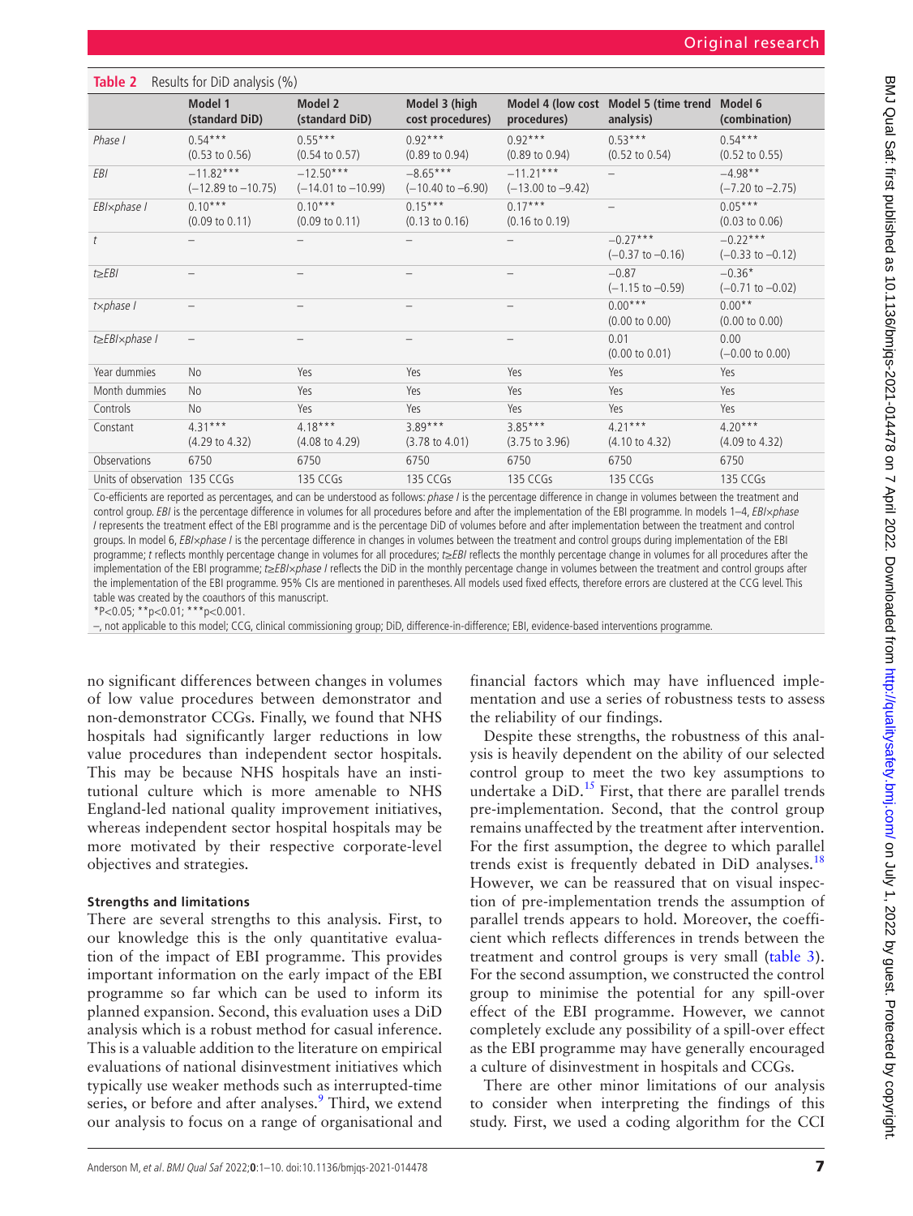**Table 2** Results for DiD analysis (%)

| | Model 1 (standard DiD) | Model 2 (standard DiD) | Model 3 (high cost procedures) | Model 4 (low cost procedures) | Model 5 (time trend analysis) | Model 6 (combination) |
|---|---|---|---|---|---|---|
| *Phase I* | 0.54*** (0.53 to 0.56) | 0.55*** (0.54 to 0.57) | 0.92*** (0.89 to 0.94) | 0.92*** (0.89 to 0.94) | 0.53*** (0.52 to 0.54) | 0.54*** (0.52 to 0.55) |
| *EBI* | −11.82*** (−12.89 to −10.75) | −12.50*** (−14.01 to −10.99) | −8.65*** (−10.40 to −6.90) | −11.21*** (−13.00 to −9.42) | – | −4.98** (−7.20 to −2.75) |
| *EBI×phase I* | 0.10*** (0.09 to 0.11) | 0.10*** (0.09 to 0.11) | 0.15*** (0.13 to 0.16) | 0.17*** (0.16 to 0.19) | – | 0.05*** (0.03 to 0.06) |
| *t* | – | – | – | – | −0.27*** (−0.37 to −0.16) | −0.22*** (−0.33 to −0.12) |
| *t≥EBI* | – | – | – | – | −0.87 (−1.15 to −0.59) | −0.36* (−0.71 to −0.02) |
| *t×phase I* | – | – | – | – | 0.00*** (0.00 to 0.00) | 0.00** (0.00 to 0.00) |
| *t≥EBI×phase I* | – | – | – | – | 0.01 (0.00 to 0.01) | 0.00 (−0.00 to 0.00) |
| Year dummies | No | Yes | Yes | Yes | Yes | Yes |
| Month dummies | No | Yes | Yes | Yes | Yes | Yes |
| Controls | No | Yes | Yes | Yes | Yes | Yes |
| Constant | 4.31*** (4.29 to 4.32) | 4.18*** (4.08 to 4.29) | 3.89*** (3.78 to 4.01) | 3.85*** (3.75 to 3.96) | 4.21*** (4.10 to 4.32) | 4.20*** (4.09 to 4.32) |
| Observations | 6750 | 6750 | 6750 | 6750 | 6750 | 6750 |
| Units of observation | 135 CCGs | 135 CCGs | 135 CCGs | 135 CCGs | 135 CCGs | 135 CCGs |

Co-efficients are reported as percentages, and can be understood as follows: *phase I* is the percentage difference in change in volumes between the treatment and control group. *EBI* is the percentage difference in volumes for all procedures before and after the implementation of the EBI programme. In models 1–4, *EBI×phase I* represents the treatment effect of the EBI programme and is the percentage DiD of volumes before and after implementation between the treatment and control groups. In model 6, *EBI×phase I* is the percentage difference in changes in volumes between the treatment and control groups during implementation of the EBI programme; *t* reflects monthly percentage change in volumes for all procedures; *t≥EBI* reflects the monthly percentage change in volumes for all procedures after the implementation of the EBI programme; *t≥EBI×phase I* reflects the DiD in the monthly percentage change in volumes between the treatment and control groups after the implementation of the EBI programme. 95% CIs are mentioned in parentheses. All models used fixed effects, therefore errors are clustered at the CCG level. This table was created by the coauthors of this manuscript.

*P<0.05; **p<0.01; ***p<0.001.

–, not applicable to this model; CCG, clinical commissioning group; DiD, difference-in-difference; EBI, evidence-based interventions programme.

no significant differences between changes in volumes of low value procedures between demonstrator and non-demonstrator CCGs. Finally, we found that NHS hospitals had significantly larger reductions in low value procedures than independent sector hospitals. This may be because NHS hospitals have an institutional culture which is more amenable to NHS England-led national quality improvement initiatives, whereas independent sector hospital hospitals may be more motivated by their respective corporate-level objectives and strategies.

### Strengths and limitations

There are several strengths to this analysis. First, to our knowledge this is the only quantitative evaluation of the impact of EBI programme. This provides important information on the early impact of the EBI programme so far which can be used to inform its planned expansion. Second, this evaluation uses a DiD analysis which is a robust method for casual inference. This is a valuable addition to the literature on empirical evaluations of national disinvestment initiatives which typically use weaker methods such as interrupted-time series, or before and after analyses.[9] Third, we extend our analysis to focus on a range of organisational and financial factors which may have influenced implementation and use a series of robustness tests to assess the reliability of our findings.

Despite these strengths, the robustness of this analysis is heavily dependent on the ability of our selected control group to meet the two key assumptions to undertake a DiD.[15] First, that there are parallel trends pre-implementation. Second, that the control group remains unaffected by the treatment after intervention. For the first assumption, the degree to which parallel trends exist is frequently debated in DiD analyses.[18] However, we can be reassured that on visual inspection of pre-implementation trends the assumption of parallel trends appears to hold. Moreover, the coefficient which reflects differences in trends between the treatment and control groups is very small (table 3). For the second assumption, we constructed the control group to minimise the potential for any spill-over effect of the EBI programme. However, we cannot completely exclude any possibility of a spill-over effect as the EBI programme may have generally encouraged a culture of disinvestment in hospitals and CCGs.

There are other minor limitations of our analysis to consider when interpreting the findings of this study. First, we used a coding algorithm for the CCI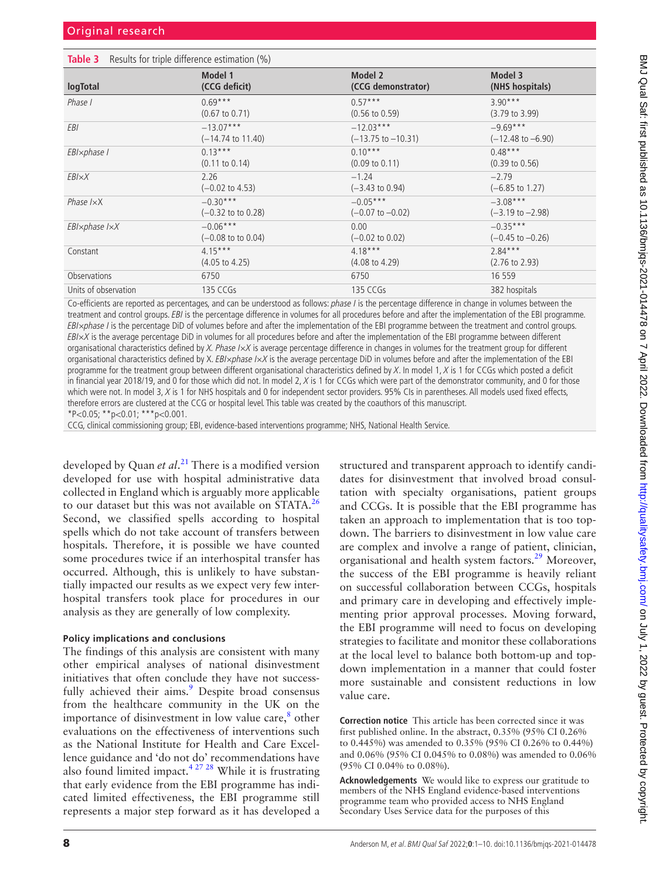**Table 3** Results for triple difference estimation (%)

| logTotal | Model 1 (CCG deficit) | Model 2 (CCG demonstrator) | Model 3 (NHS hospitals) |
|---|---|---|---|
| *Phase I* | 0.69*** (0.67 to 0.71) | 0.57*** (0.56 to 0.59) | 3.90*** (3.79 to 3.99) |
| *EBI* | −13.07*** (−14.74 to 11.40) | −12.03*** (−13.75 to −10.31) | −9.69*** (−12.48 to −6.90) |
| *EBI×phase I* | 0.13*** (0.11 to 0.14) | 0.10*** (0.09 to 0.11) | 0.48*** (0.39 to 0.56) |
| *EBI×X* | 2.26 (−0.02 to 4.53) | −1.24 (−3.43 to 0.94) | −2.79 (−6.85 to 1.27) |
| *Phase I×X* | −0.30*** (−0.32 to to 0.28) | −0.05*** (−0.07 to −0.02) | −3.08*** (−3.19 to −2.98) |
| *EBI×phase I×X* | −0.06*** (−0.08 to 0.04) | 0.00 (−0.02 to 0.02) | −0.35*** (−0.45 to −0.26) |
| Constant | 4.15*** (4.05 to 4.25) | 4.18*** (4.08 to 4.29) | 2.84*** (2.76 to 2.93) |
| Observations | 6750 | 6750 | 16 559 |
| Units of observation | 135 CCGs | 135 CCGs | 382 hospitals |

Co-efficients are reported as percentages, and can be understood as follows: *phase I* is the percentage difference in change in volumes between the treatment and control groups. *EBI* is the percentage difference in volumes for all procedures before and after the implementation of the EBI programme. *EBI×phase I* is the percentage DiD of volumes before and after the implementation of the EBI programme between the treatment and control groups. *EBI×X* is the average percentage DiD in volumes for all procedures before and after the implementation of the EBI programme between different organisational characteristics defined by *X*. *Phase I×X* is average percentage difference in changes in volumes for the treatment group for different organisational characteristics defined by X. *EBI×phase I×X* is the average percentage DiD in volumes before and after the implementation of the EBI programme for the treatment group between different organisational characteristics defined by *X*. In model 1, *X* is 1 for CCGs which posted a deficit in financial year 2018/19, and 0 for those which did not. In model 2, *X* is 1 for CCGs which were part of the demonstrator community, and 0 for those which were not. In model 3, *X* is 1 for NHS hospitals and 0 for independent sector providers. 95% CIs in parentheses. All models used fixed effects, therefore errors are clustered at the CCG or hospital level. This table was created by the coauthors of this manuscript.
*P<0.05; **p<0.01; ***p<0.001.
CCG, clinical commissioning group; EBI, evidence-based interventions programme; NHS, National Health Service.

developed by Quan *et al*.[21] There is a modified version developed for use with hospital administrative data collected in England which is arguably more applicable to our dataset but this was not available on STATA.[26] Second, we classified spells according to hospital spells which do not take account of transfers between hospitals. Therefore, it is possible we have counted some procedures twice if an interhospital transfer has occurred. Although, this is unlikely to have substantially impacted our results as we expect very few interhospital transfers took place for procedures in our analysis as they are generally of low complexity.

#### Policy implications and conclusions

The findings of this analysis are consistent with many other empirical analyses of national disinvestment initiatives that often conclude they have not successfully achieved their aims.[9] Despite broad consensus from the healthcare community in the UK on the importance of disinvestment in low value care,[8] other evaluations on the effectiveness of interventions such as the National Institute for Health and Care Excellence guidance and 'do not do' recommendations have also found limited impact.[4 27 28] While it is frustrating that early evidence from the EBI programme has indicated limited effectiveness, the EBI programme still represents a major step forward as it has developed a structured and transparent approach to identify candidates for disinvestment that involved broad consultation with specialty organisations, patient groups and CCGs. It is possible that the EBI programme has taken an approach to implementation that is too top-down. The barriers to disinvestment in low value care are complex and involve a range of patient, clinician, organisational and health system factors.[29] Moreover, the success of the EBI programme is heavily reliant on successful collaboration between CCGs, hospitals and primary care in developing and effectively implementing prior approval processes. Moving forward, the EBI programme will need to focus on developing strategies to facilitate and monitor these collaborations at the local level to balance both bottom-up and top-down implementation in a manner that could foster more sustainable and consistent reductions in low value care.

**Correction notice** This article has been corrected since it was first published online. In the abstract, 0.35% (95% CI 0.26% to 0.445%) was amended to 0.35% (95% CI 0.26% to 0.44%) and 0.06% (95% CI 0.045% to 0.08%) was amended to 0.06% (95% CI 0.04% to 0.08%).

**Acknowledgements** We would like to express our gratitude to members of the NHS England evidence-based interventions programme team who provided access to NHS England Secondary Uses Service data for the purposes of this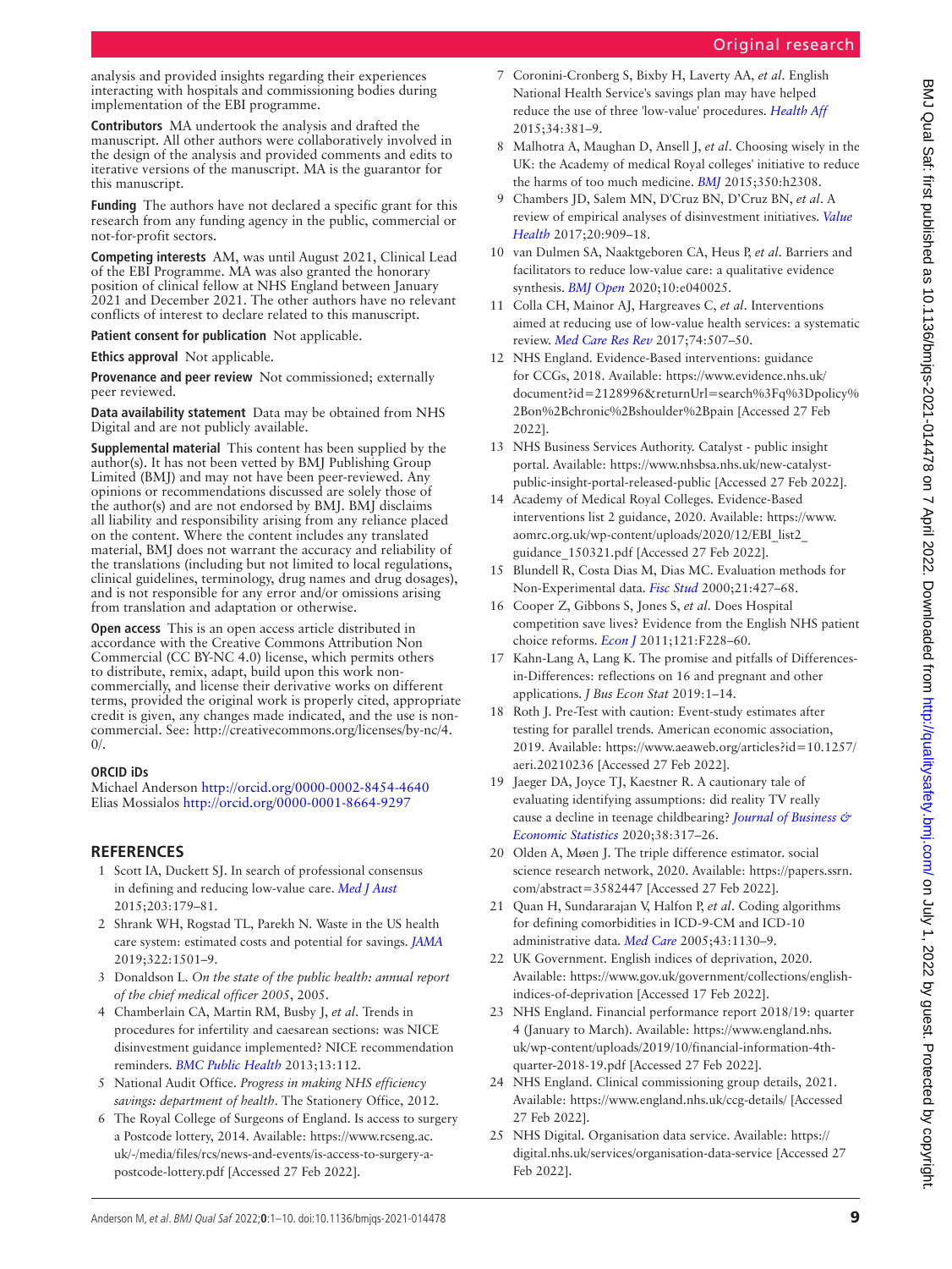analysis and provided insights regarding their experiences interacting with hospitals and commissioning bodies during implementation of the EBI programme.

**Contributors** MA undertook the analysis and drafted the manuscript. All other authors were collaboratively involved in the design of the analysis and provided comments and edits to iterative versions of the manuscript. MA is the guarantor for this manuscript.

**Funding** The authors have not declared a specific grant for this research from any funding agency in the public, commercial or not-for-profit sectors.

**Competing interests** AM, was until August 2021, Clinical Lead of the EBI Programme. MA was also granted the honorary position of clinical fellow at NHS England between January 2021 and December 2021. The other authors have no relevant conflicts of interest to declare related to this manuscript.

**Patient consent for publication** Not applicable.

**Ethics approval** Not applicable.

**Provenance and peer review** Not commissioned; externally peer reviewed.

**Data availability statement** Data may be obtained from NHS Digital and are not publicly available.

**Supplemental material** This content has been supplied by the author(s). It has not been vetted by BMJ Publishing Group Limited (BMJ) and may not have been peer-reviewed. Any opinions or recommendations discussed are solely those of the author(s) and are not endorsed by BMJ. BMJ disclaims all liability and responsibility arising from any reliance placed on the content. Where the content includes any translated material, BMJ does not warrant the accuracy and reliability of the translations (including but not limited to local regulations, clinical guidelines, terminology, drug names and drug dosages), and is not responsible for any error and/or omissions arising from translation and adaptation or otherwise.

**Open access** This is an open access article distributed in accordance with the Creative Commons Attribution Non Commercial (CC BY-NC 4.0) license, which permits others to distribute, remix, adapt, build upon this work non-commercially, and license their derivative works on different terms, provided the original work is properly cited, appropriate credit is given, any changes made indicated, and the use is non-commercial. See: http://creativecommons.org/licenses/by-nc/4.0/.

**ORCID iDs**

Michael Anderson http://orcid.org/0000-0002-8454-4640
Elias Mossialos http://orcid.org/0000-0001-8664-9297

## REFERENCES

1. Scott IA, Duckett SJ. In search of professional consensus in defining and reducing low-value care. *Med J Aust* 2015;203:179–81.
2. Shrank WH, Rogstad TL, Parekh N. Waste in the US health care system: estimated costs and potential for savings. *JAMA* 2019;322:1501–9.
3. Donaldson L. *On the state of the public health: annual report of the chief medical officer 2005*, 2005.
4. Chamberlain CA, Martin RM, Busby J, *et al*. Trends in procedures for infertility and caesarean sections: was NICE disinvestment guidance implemented? NICE recommendation reminders. *BMC Public Health* 2013;13:112.
5. National Audit Office. *Progress in making NHS efficiency savings: department of health*. The Stationery Office, 2012.
6. The Royal College of Surgeons of England. Is access to surgery a Postcode lottery, 2014. Available: https://www.rcseng.ac.uk/-/media/files/rcs/news-and-events/is-access-to-surgery-a-postcode-lottery.pdf [Accessed 27 Feb 2022].
7. Coronini-Cronberg S, Bixby H, Laverty AA, *et al*. English National Health Service's savings plan may have helped reduce the use of three 'low-value' procedures. *Health Aff* 2015;34:381–9.
8. Malhotra A, Maughan D, Ansell J, *et al*. Choosing wisely in the UK: the Academy of medical Royal colleges' initiative to reduce the harms of too much medicine. *BMJ* 2015;350:h2308.
9. Chambers JD, Salem MN, D'Cruz BN, D'Cruz BN, *et al*. A review of empirical analyses of disinvestment initiatives. *Value Health* 2017;20:909–18.
10. van Dulmen SA, Naaktgeboren CA, Heus P, *et al*. Barriers and facilitators to reduce low-value care: a qualitative evidence synthesis. *BMJ Open* 2020;10:e040025.
11. Colla CH, Mainor AJ, Hargreaves C, *et al*. Interventions aimed at reducing use of low-value health services: a systematic review. *Med Care Res Rev* 2017;74:507–50.
12. NHS England. Evidence-Based interventions: guidance for CCGs, 2018. Available: https://www.evidence.nhs.uk/document?id=2128996&returnUrl=search%3Fq%3Dpolicy%2Bon%2Bchronic%2Bshoulder%2Bpain [Accessed 27 Feb 2022].
13. NHS Business Services Authority. Catalyst - public insight portal. Available: https://www.nhsbsa.nhs.uk/new-catalyst-public-insight-portal-released-public [Accessed 27 Feb 2022].
14. Academy of Medical Royal Colleges. Evidence-Based interventions list 2 guidance, 2020. Available: https://www.aomrc.org.uk/wp-content/uploads/2020/12/EBI_list2_guidance_150321.pdf [Accessed 27 Feb 2022].
15. Blundell R, Costa Dias M, Dias MC. Evaluation methods for Non-Experimental data. *Fisc Stud* 2000;21:427–68.
16. Cooper Z, Gibbons S, Jones S, *et al*. Does Hospital competition save lives? Evidence from the English NHS patient choice reforms. *Econ J* 2011;121:F228–60.
17. Kahn-Lang A, Lang K. The promise and pitfalls of Differences-in-Differences: reflections on 16 and pregnant and other applications. *J Bus Econ Stat* 2019:1–14.
18. Roth J. Pre-Test with caution: Event-study estimates after testing for parallel trends. American economic association, 2019. Available: https://www.aeaweb.org/articles?id=10.1257/aeri.20210236 [Accessed 27 Feb 2022].
19. Jaeger DA, Joyce TJ, Kaestner R. A cautionary tale of evaluating identifying assumptions: did reality TV really cause a decline in teenage childbearing? *Journal of Business & Economic Statistics* 2020;38:317–26.
20. Olden A, Møen J. The triple difference estimator. social science research network, 2020. Available: https://papers.ssrn.com/abstract=3582447 [Accessed 27 Feb 2022].
21. Quan H, Sundararajan V, Halfon P, *et al*. Coding algorithms for defining comorbidities in ICD-9-CM and ICD-10 administrative data. *Med Care* 2005;43:1130–9.
22. UK Government. English indices of deprivation, 2020. Available: https://www.gov.uk/government/collections/english-indices-of-deprivation [Accessed 17 Feb 2022].
23. NHS England. Financial performance report 2018/19: quarter 4 (January to March). Available: https://www.england.nhs.uk/wp-content/uploads/2019/10/financial-information-4th-quarter-2018-19.pdf [Accessed 27 Feb 2022].
24. NHS England. Clinical commissioning group details, 2021. Available: https://www.england.nhs.uk/ccg-details/ [Accessed 27 Feb 2022].
25. NHS Digital. Organisation data service. Available: https://digital.nhs.uk/services/organisation-data-service [Accessed 27 Feb 2022].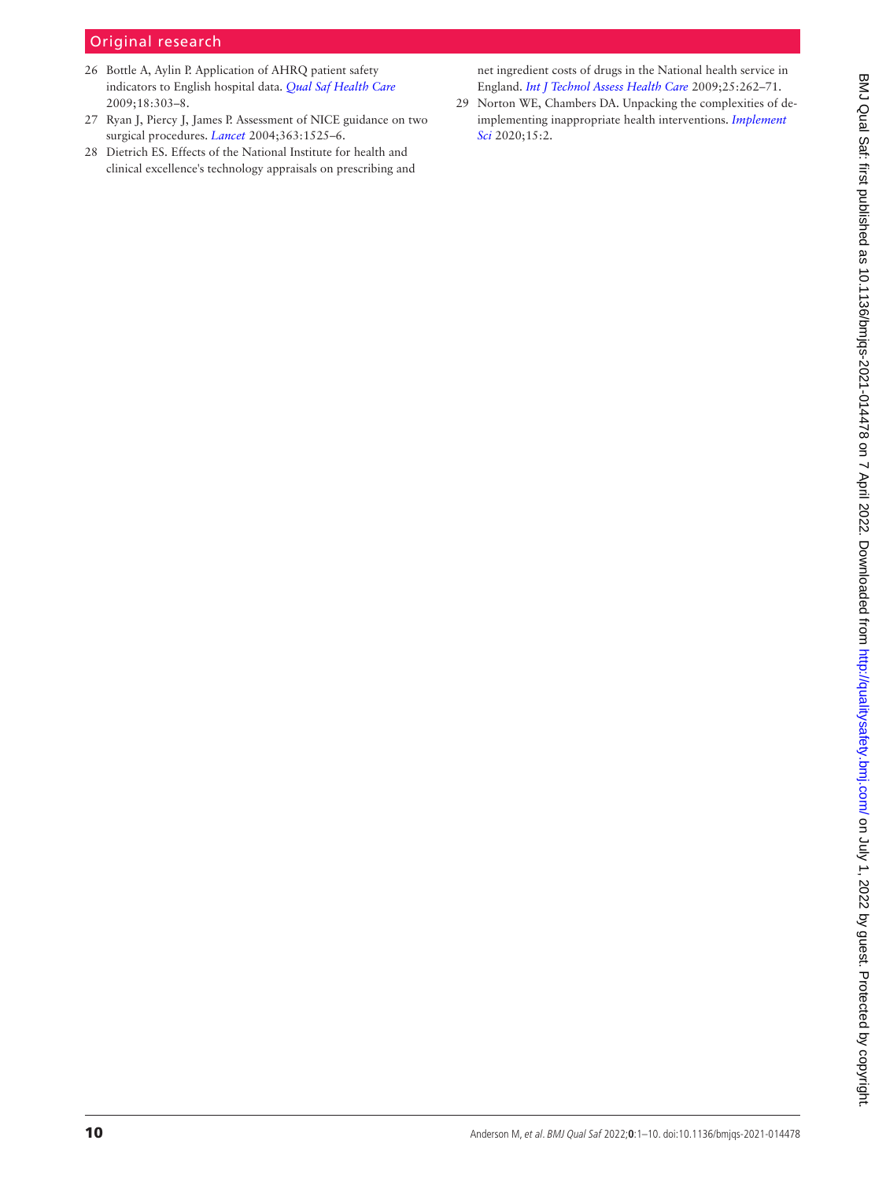26 Bottle A, Aylin P. Application of AHRQ patient safety indicators to English hospital data. *Qual Saf Health Care* 2009;18:303–8.

27 Ryan J, Piercy J, James P. Assessment of NICE guidance on two surgical procedures. *Lancet* 2004;363:1525–6.

28 Dietrich ES. Effects of the National Institute for health and clinical excellence's technology appraisals on prescribing and net ingredient costs of drugs in the National health service in England. *Int J Technol Assess Health Care* 2009;25:262–71.

29 Norton WE, Chambers DA. Unpacking the complexities of de-implementing inappropriate health interventions. *Implement Sci* 2020;15:2.